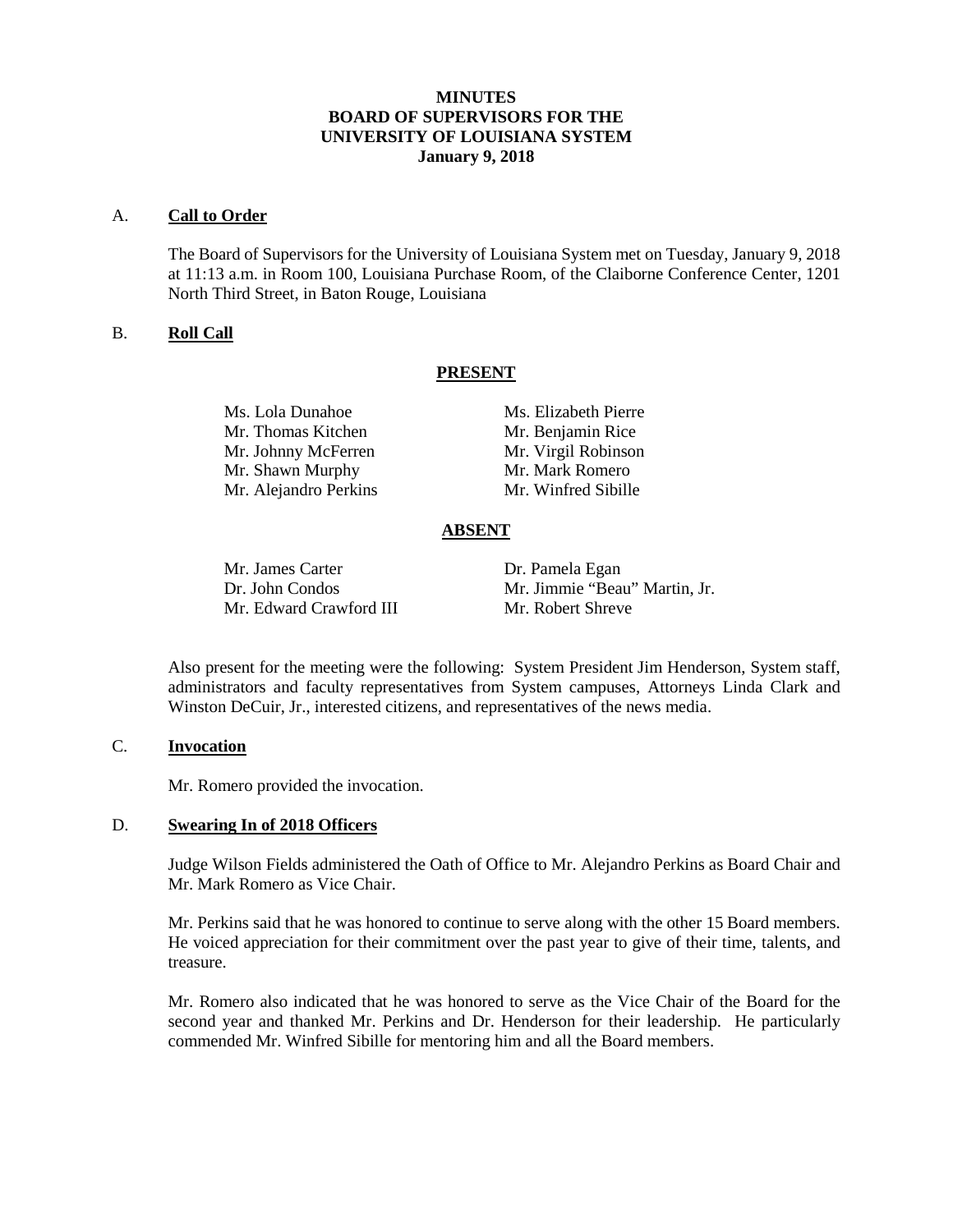# MINUTES
# BOARD OF SUPERVISORS FOR THE
# UNIVERSITY OF LOUISIANA SYSTEM
# January 9, 2018

A. **Call to Order**

The Board of Supervisors for the University of Louisiana System met on Tuesday, January 9, 2018 at 11:13 a.m. in Room 100, Louisiana Purchase Room, of the Claiborne Conference Center, 1201 North Third Street, in Baton Rouge, Louisiana

B. **Roll Call**

**PRESENT**

| | |
|---|---|
| Ms. Lola Dunahoe | Ms. Elizabeth Pierre |
| Mr. Thomas Kitchen | Mr. Benjamin Rice |
| Mr. Johnny McFerren | Mr. Virgil Robinson |
| Mr. Shawn Murphy | Mr. Mark Romero |
| Mr. Alejandro Perkins | Mr. Winfred Sibille |

**ABSENT**

| | |
|---|---|
| Mr. James Carter | Dr. Pamela Egan |
| Dr. John Condos | Mr. Jimmie "Beau" Martin, Jr. |
| Mr. Edward Crawford III | Mr. Robert Shreve |

Also present for the meeting were the following: System President Jim Henderson, System staff, administrators and faculty representatives from System campuses, Attorneys Linda Clark and Winston DeCuir, Jr., interested citizens, and representatives of the news media.

C. **Invocation**

Mr. Romero provided the invocation.

D. **Swearing In of 2018 Officers**

Judge Wilson Fields administered the Oath of Office to Mr. Alejandro Perkins as Board Chair and Mr. Mark Romero as Vice Chair.

Mr. Perkins said that he was honored to continue to serve along with the other 15 Board members. He voiced appreciation for their commitment over the past year to give of their time, talents, and treasure.

Mr. Romero also indicated that he was honored to serve as the Vice Chair of the Board for the second year and thanked Mr. Perkins and Dr. Henderson for their leadership. He particularly commended Mr. Winfred Sibille for mentoring him and all the Board members.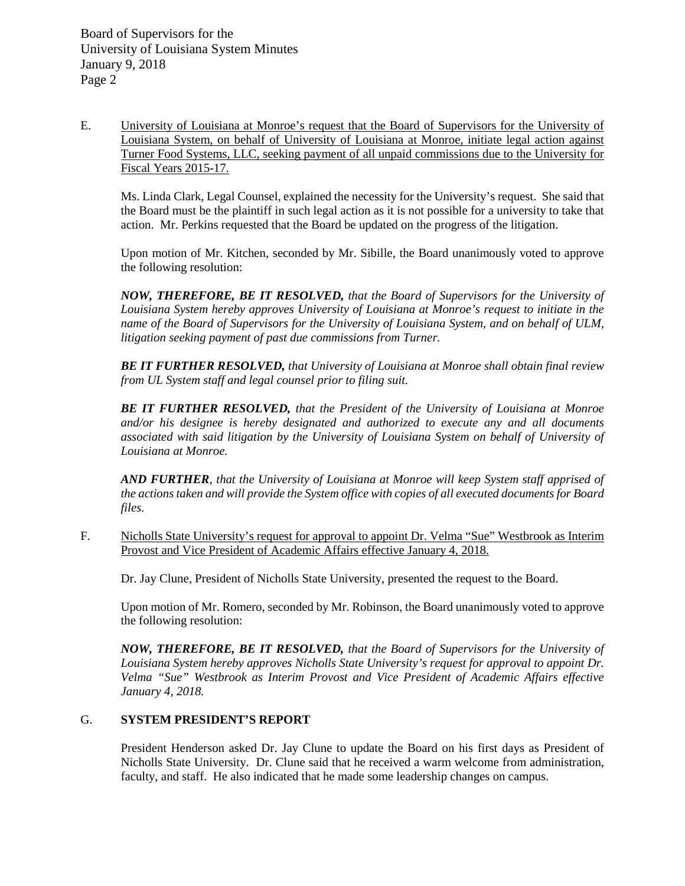E. <u>University of Louisiana at Monroe's request that the Board of Supervisors for the University of Louisiana System, on behalf of University of Louisiana at Monroe, initiate legal action against Turner Food Systems, LLC, seeking payment of all unpaid commissions due to the University for Fiscal Years 2015-17.</u>

Ms. Linda Clark, Legal Counsel, explained the necessity for the University's request. She said that the Board must be the plaintiff in such legal action as it is not possible for a university to take that action. Mr. Perkins requested that the Board be updated on the progress of the litigation.

Upon motion of Mr. Kitchen, seconded by Mr. Sibille, the Board unanimously voted to approve the following resolution:

***NOW, THEREFORE, BE IT RESOLVED,*** *that the Board of Supervisors for the University of Louisiana System hereby approves University of Louisiana at Monroe's request to initiate in the name of the Board of Supervisors for the University of Louisiana System, and on behalf of ULM, litigation seeking payment of past due commissions from Turner.*

***BE IT FURTHER RESOLVED,*** *that University of Louisiana at Monroe shall obtain final review from UL System staff and legal counsel prior to filing suit.*

***BE IT FURTHER RESOLVED,*** *that the President of the University of Louisiana at Monroe and/or his designee is hereby designated and authorized to execute any and all documents associated with said litigation by the University of Louisiana System on behalf of University of Louisiana at Monroe.*

***AND FURTHER****, that the University of Louisiana at Monroe will keep System staff apprised of the actions taken and will provide the System office with copies of all executed documents for Board files.*

F. <u>Nicholls State University's request for approval to appoint Dr. Velma "Sue" Westbrook as Interim Provost and Vice President of Academic Affairs effective January 4, 2018.</u>

Dr. Jay Clune, President of Nicholls State University, presented the request to the Board.

Upon motion of Mr. Romero, seconded by Mr. Robinson, the Board unanimously voted to approve the following resolution:

***NOW, THEREFORE, BE IT RESOLVED,*** *that the Board of Supervisors for the University of Louisiana System hereby approves Nicholls State University's request for approval to appoint Dr. Velma "Sue" Westbrook as Interim Provost and Vice President of Academic Affairs effective January 4, 2018.*

## G. SYSTEM PRESIDENT'S REPORT

President Henderson asked Dr. Jay Clune to update the Board on his first days as President of Nicholls State University. Dr. Clune said that he received a warm welcome from administration, faculty, and staff. He also indicated that he made some leadership changes on campus.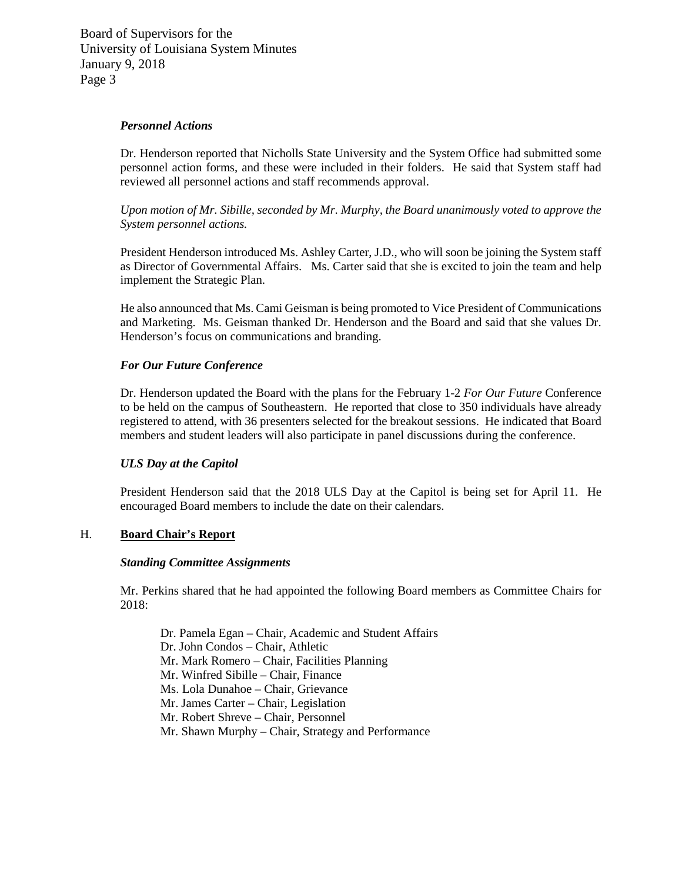***Personnel Actions***

Dr. Henderson reported that Nicholls State University and the System Office had submitted some personnel action forms, and these were included in their folders. He said that System staff had reviewed all personnel actions and staff recommends approval.

*Upon motion of Mr. Sibille, seconded by Mr. Murphy, the Board unanimously voted to approve the System personnel actions.*

President Henderson introduced Ms. Ashley Carter, J.D., who will soon be joining the System staff as Director of Governmental Affairs. Ms. Carter said that she is excited to join the team and help implement the Strategic Plan.

He also announced that Ms. Cami Geisman is being promoted to Vice President of Communications and Marketing. Ms. Geisman thanked Dr. Henderson and the Board and said that she values Dr. Henderson's focus on communications and branding.

***For Our Future Conference***

Dr. Henderson updated the Board with the plans for the February 1-2 *For Our Future* Conference to be held on the campus of Southeastern. He reported that close to 350 individuals have already registered to attend, with 36 presenters selected for the breakout sessions. He indicated that Board members and student leaders will also participate in panel discussions during the conference.

***ULS Day at the Capitol***

President Henderson said that the 2018 ULS Day at the Capitol is being set for April 11. He encouraged Board members to include the date on their calendars.

## H. **Board Chair's Report**

***Standing Committee Assignments***

Mr. Perkins shared that he had appointed the following Board members as Committee Chairs for 2018:

Dr. Pamela Egan – Chair, Academic and Student Affairs
Dr. John Condos – Chair, Athletic
Mr. Mark Romero – Chair, Facilities Planning
Mr. Winfred Sibille – Chair, Finance
Ms. Lola Dunahoe – Chair, Grievance
Mr. James Carter – Chair, Legislation
Mr. Robert Shreve – Chair, Personnel
Mr. Shawn Murphy – Chair, Strategy and Performance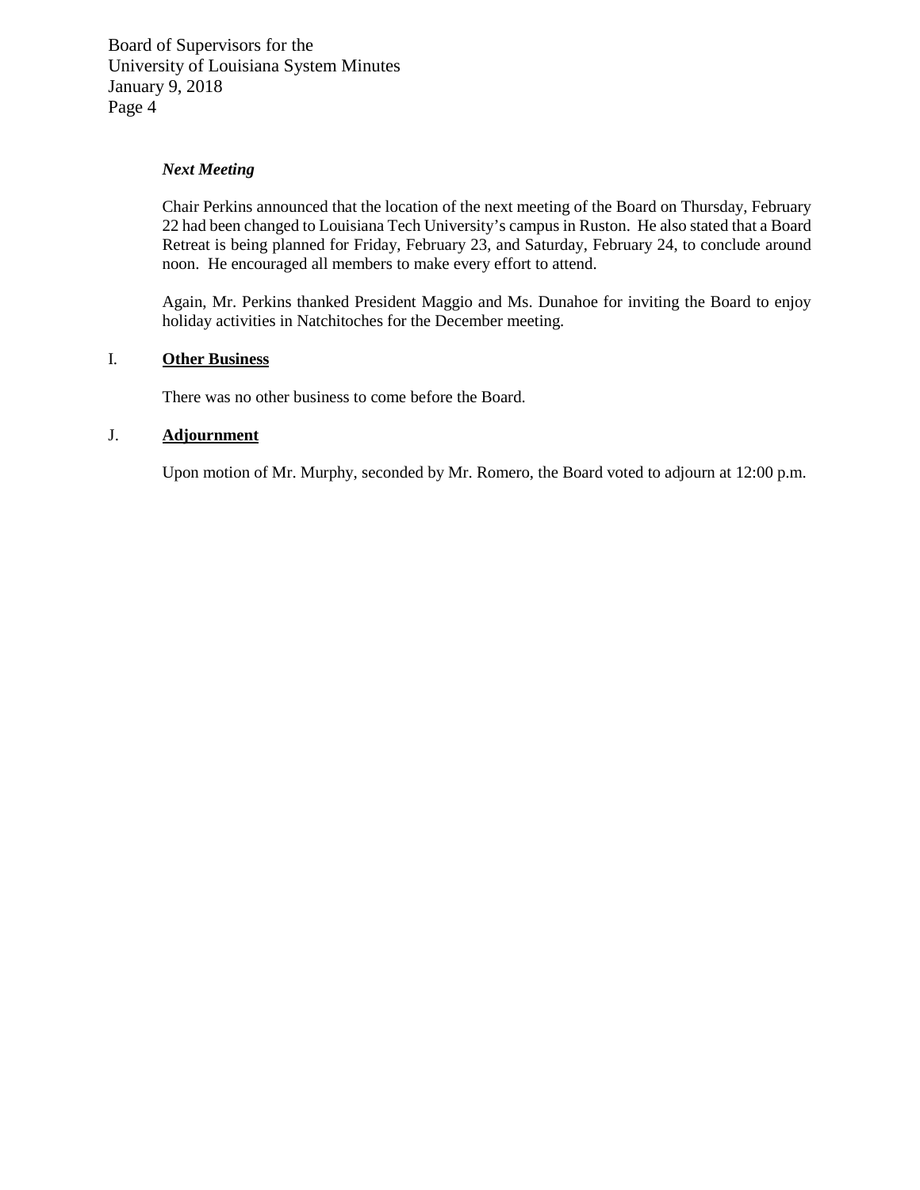***Next Meeting***

Chair Perkins announced that the location of the next meeting of the Board on Thursday, February 22 had been changed to Louisiana Tech University's campus in Ruston. He also stated that a Board Retreat is being planned for Friday, February 23, and Saturday, February 24, to conclude around noon. He encouraged all members to make every effort to attend.

Again, Mr. Perkins thanked President Maggio and Ms. Dunahoe for inviting the Board to enjoy holiday activities in Natchitoches for the December meeting.

## I. **Other Business**

There was no other business to come before the Board.

## J. **Adjournment**

Upon motion of Mr. Murphy, seconded by Mr. Romero, the Board voted to adjourn at 12:00 p.m.